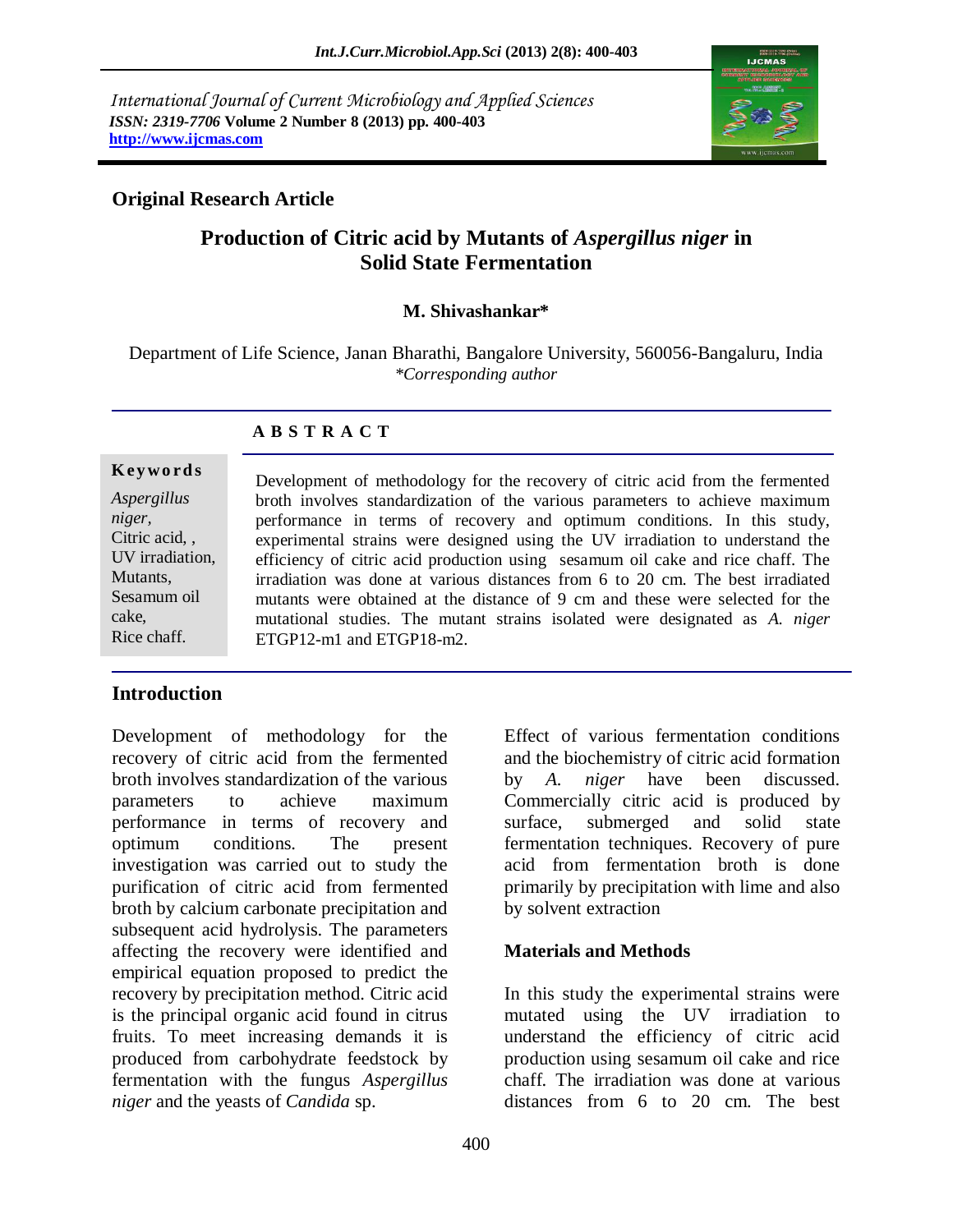International Journal of Current Microbiology and Applied Sciences
*ISSN: 2319-7706* **Volume 2 Number 8 (2013) pp. 400-403**
**http://www.ijcmas.com**

**Original Research Article**

# Production of Citric acid by Mutants of *Aspergillus niger* in Solid State Fermentation

**M. Shivashankar***

Department of Life Science, Janan Bharathi, Bangalore University, 560056-Bangaluru, India
*\*Corresponding author*

## A B S T R A C T

**Keywords**

*Aspergillus niger*, Citric acid, , UV irradiation, Mutants, Sesamum oil cake, Rice chaff.

Development of methodology for the recovery of citric acid from the fermented broth involves standardization of the various parameters to achieve maximum performance in terms of recovery and optimum conditions. In this study, experimental strains were designed using the UV irradiation to understand the efficiency of citric acid production using sesamum oil cake and rice chaff. The irradiation was done at various distances from 6 to 20 cm. The best irradiated mutants were obtained at the distance of 9 cm and these were selected for the mutational studies. The mutant strains isolated were designated as *A. niger* ETGP12-m1 and ETGP18-m2.

## Introduction

Development of methodology for the recovery of citric acid from the fermented broth involves standardization of the various parameters to achieve maximum performance in terms of recovery and optimum conditions. The present investigation was carried out to study the purification of citric acid from fermented broth by calcium carbonate precipitation and subsequent acid hydrolysis. The parameters affecting the recovery were identified and empirical equation proposed to predict the recovery by precipitation method. Citric acid is the principal organic acid found in citrus fruits. To meet increasing demands it is produced from carbohydrate feedstock by fermentation with the fungus *Aspergillus niger* and the yeasts of *Candida* sp.

Effect of various fermentation conditions and the biochemistry of citric acid formation by *A. niger* have been discussed. Commercially citric acid is produced by surface, submerged and solid state fermentation techniques. Recovery of pure acid from fermentation broth is done primarily by precipitation with lime and also by solvent extraction

## Materials and Methods

In this study the experimental strains were mutated using the UV irradiation to understand the efficiency of citric acid production using sesamum oil cake and rice chaff. The irradiation was done at various distances from 6 to 20 cm. The best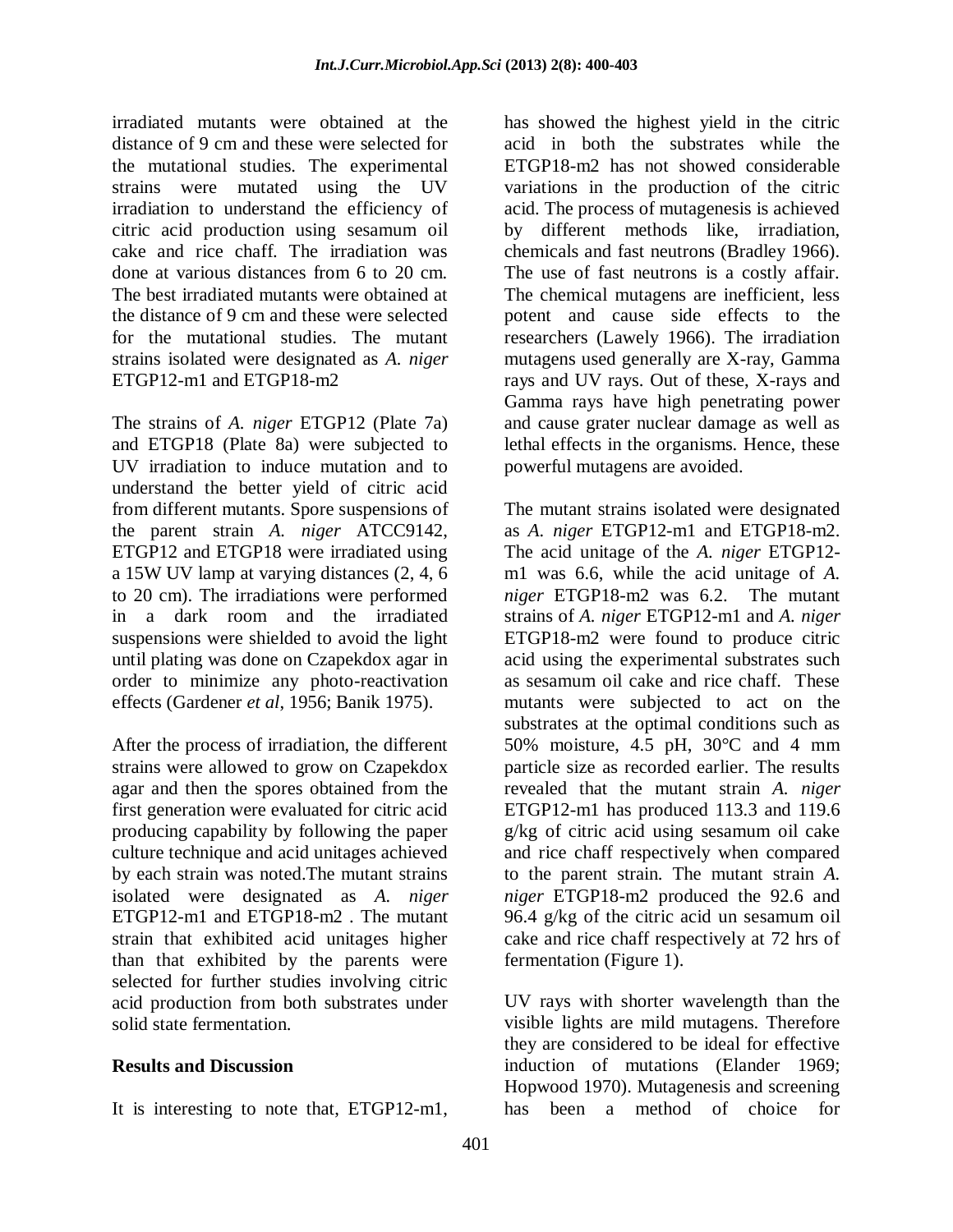irradiated mutants were obtained at the distance of 9 cm and these were selected for the mutational studies. The experimental strains were mutated using the UV irradiation to understand the efficiency of citric acid production using sesamum oil cake and rice chaff. The irradiation was done at various distances from 6 to 20 cm. The best irradiated mutants were obtained at the distance of 9 cm and these were selected for the mutational studies. The mutant strains isolated were designated as *A. niger* ETGP12-m1 and ETGP18-m2

The strains of *A. niger* ETGP12 (Plate 7a) and ETGP18 (Plate 8a) were subjected to UV irradiation to induce mutation and to understand the better yield of citric acid from different mutants. Spore suspensions of the parent strain *A. niger* ATCC9142, ETGP12 and ETGP18 were irradiated using a 15W UV lamp at varying distances (2, 4, 6 to 20 cm). The irradiations were performed in a dark room and the irradiated suspensions were shielded to avoid the light until plating was done on Czapekdox agar in order to minimize any photo-reactivation effects (Gardener *et al*, 1956; Banik 1975).

After the process of irradiation, the different strains were allowed to grow on Czapekdox agar and then the spores obtained from the first generation were evaluated for citric acid producing capability by following the paper culture technique and acid unitages achieved by each strain was noted.The mutant strains isolated were designated as *A. niger* ETGP12-m1 and ETGP18-m2 . The mutant strain that exhibited acid unitages higher than that exhibited by the parents were selected for further studies involving citric acid production from both substrates under solid state fermentation.

## Results and Discussion

It is interesting to note that, ETGP12-m1, has showed the highest yield in the citric acid in both the substrates while the ETGP18-m2 has not showed considerable variations in the production of the citric acid. The process of mutagenesis is achieved by different methods like, irradiation, chemicals and fast neutrons (Bradley 1966). The use of fast neutrons is a costly affair. The chemical mutagens are inefficient, less potent and cause side effects to the researchers (Lawely 1966). The irradiation mutagens used generally are X-ray, Gamma rays and UV rays. Out of these, X-rays and Gamma rays have high penetrating power and cause grater nuclear damage as well as lethal effects in the organisms. Hence, these powerful mutagens are avoided.

The mutant strains isolated were designated as *A. niger* ETGP12-m1 and ETGP18-m2. The acid unitage of the *A. niger* ETGP12-m1 was 6.6, while the acid unitage of *A. niger* ETGP18-m2 was 6.2. The mutant strains of *A. niger* ETGP12-m1 and *A. niger* ETGP18-m2 were found to produce citric acid using the experimental substrates such as sesamum oil cake and rice chaff. These mutants were subjected to act on the substrates at the optimal conditions such as 50% moisture, 4.5 pH, 30°C and 4 mm particle size as recorded earlier. The results revealed that the mutant strain *A. niger* ETGP12-m1 has produced 113.3 and 119.6 g/kg of citric acid using sesamum oil cake and rice chaff respectively when compared to the parent strain. The mutant strain *A. niger* ETGP18-m2 produced the 92.6 and 96.4 g/kg of the citric acid un sesamum oil cake and rice chaff respectively at 72 hrs of fermentation (Figure 1).

UV rays with shorter wavelength than the visible lights are mild mutagens. Therefore they are considered to be ideal for effective induction of mutations (Elander 1969; Hopwood 1970). Mutagenesis and screening has been a method of choice for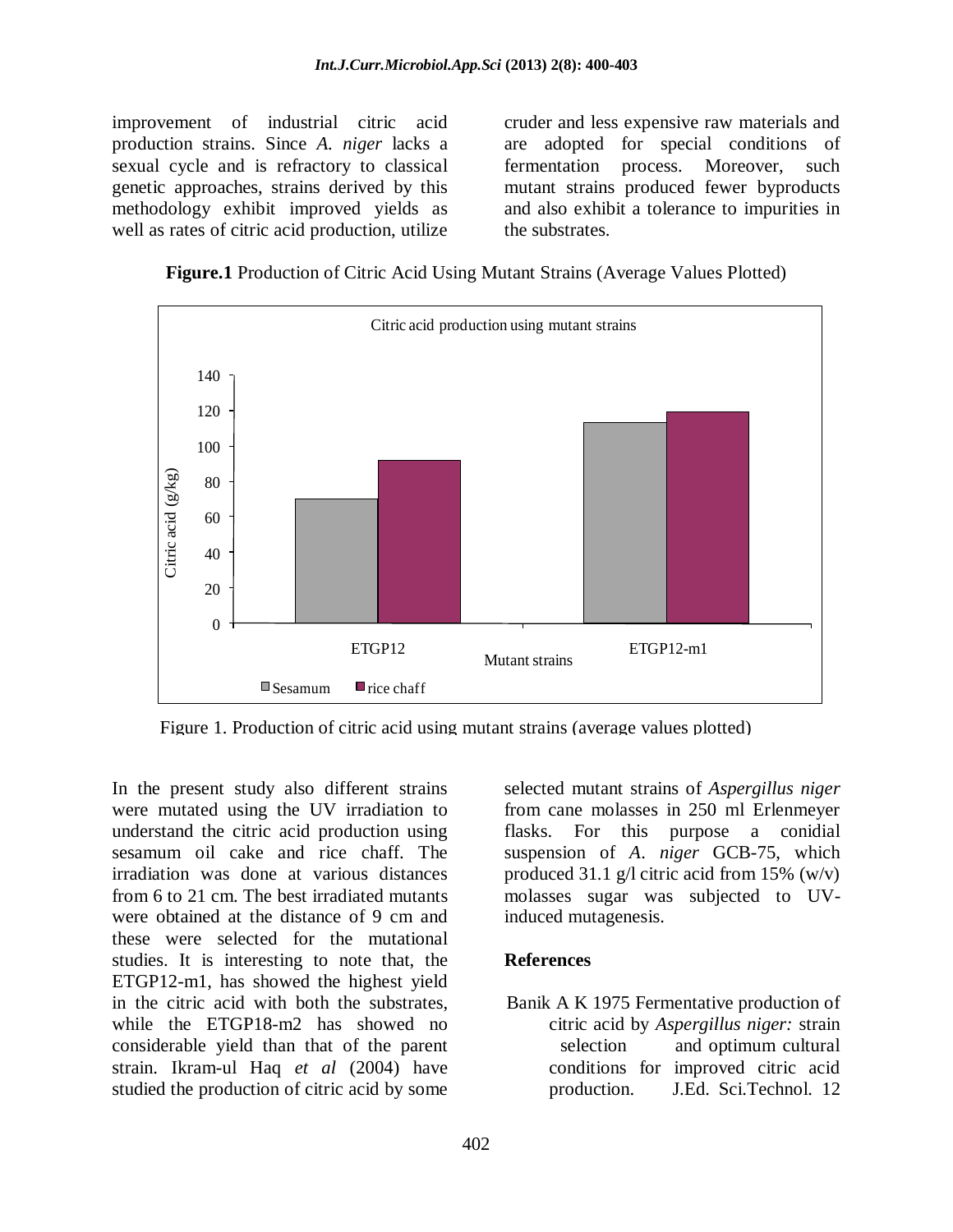improvement of industrial citric acid production strains. Since *A. niger* lacks a sexual cycle and is refractory to classical genetic approaches, strains derived by this methodology exhibit improved yields as well as rates of citric acid production, utilize cruder and less expensive raw materials and are adopted for special conditions of fermentation process. Moreover, such mutant strains produced fewer byproducts and also exhibit a tolerance to impurities in the substrates.

**Figure.1** Production of Citric Acid Using Mutant Strains (Average Values Plotted)

Figure 1. Production of citric acid using mutant strains (average values plotted)

In the present study also different strains were mutated using the UV irradiation to understand the citric acid production using sesamum oil cake and rice chaff. The irradiation was done at various distances from 6 to 21 cm. The best irradiated mutants were obtained at the distance of 9 cm and these were selected for the mutational studies. It is interesting to note that, the ETGP12-m1, has showed the highest yield in the citric acid with both the substrates, while the ETGP18-m2 has showed no considerable yield than that of the parent strain. Ikram-ul Haq *et al* (2004) have studied the production of citric acid by some selected mutant strains of *Aspergillus niger* from cane molasses in 250 ml Erlenmeyer flasks. For this purpose a conidial suspension of *A. niger* GCB-75, which produced 31.1 g/l citric acid from 15% (w/v) molasses sugar was subjected to UV-induced mutagenesis.

## References

Banik A K 1975 Fermentative production of citric acid by *Aspergillus niger:* strain selection and optimum cultural conditions for improved citric acid production. J.Ed. Sci.Technol. 12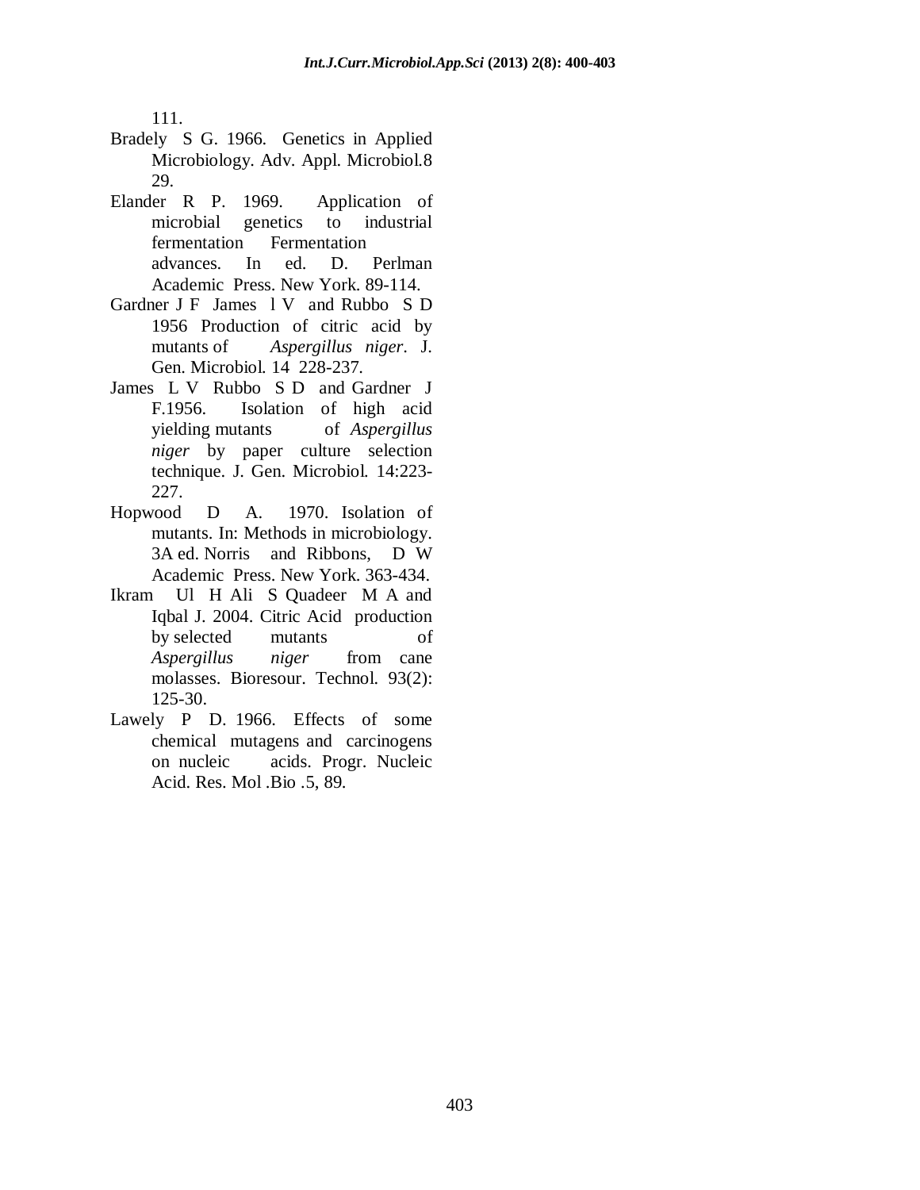111.

Bradely S G. 1966. Genetics in Applied Microbiology. Adv. Appl. Microbiol.8 29.

Elander R P. 1969. Application of microbial genetics to industrial fermentation Fermentation advances. In ed. D. Perlman Academic Press. New York. 89-114.

Gardner J F James l V and Rubbo S D 1956 Production of citric acid by mutants of *Aspergillus niger*. J. Gen. Microbiol. 14 228-237.

James L V Rubbo S D and Gardner J F.1956. Isolation of high acid yielding mutants of *Aspergillus niger* by paper culture selection technique. J. Gen. Microbiol. 14:223-227.

Hopwood D A. 1970. Isolation of mutants. In: Methods in microbiology. 3A ed. Norris and Ribbons, D W Academic Press. New York. 363-434.

Ikram Ul H Ali S Quadeer M A and Iqbal J. 2004. Citric Acid production by selected mutants of *Aspergillus niger* from cane molasses. Bioresour. Technol. 93(2): 125-30.

Lawely P D. 1966. Effects of some chemical mutagens and carcinogens on nucleic acids. Progr. Nucleic Acid. Res. Mol .Bio .5, 89.